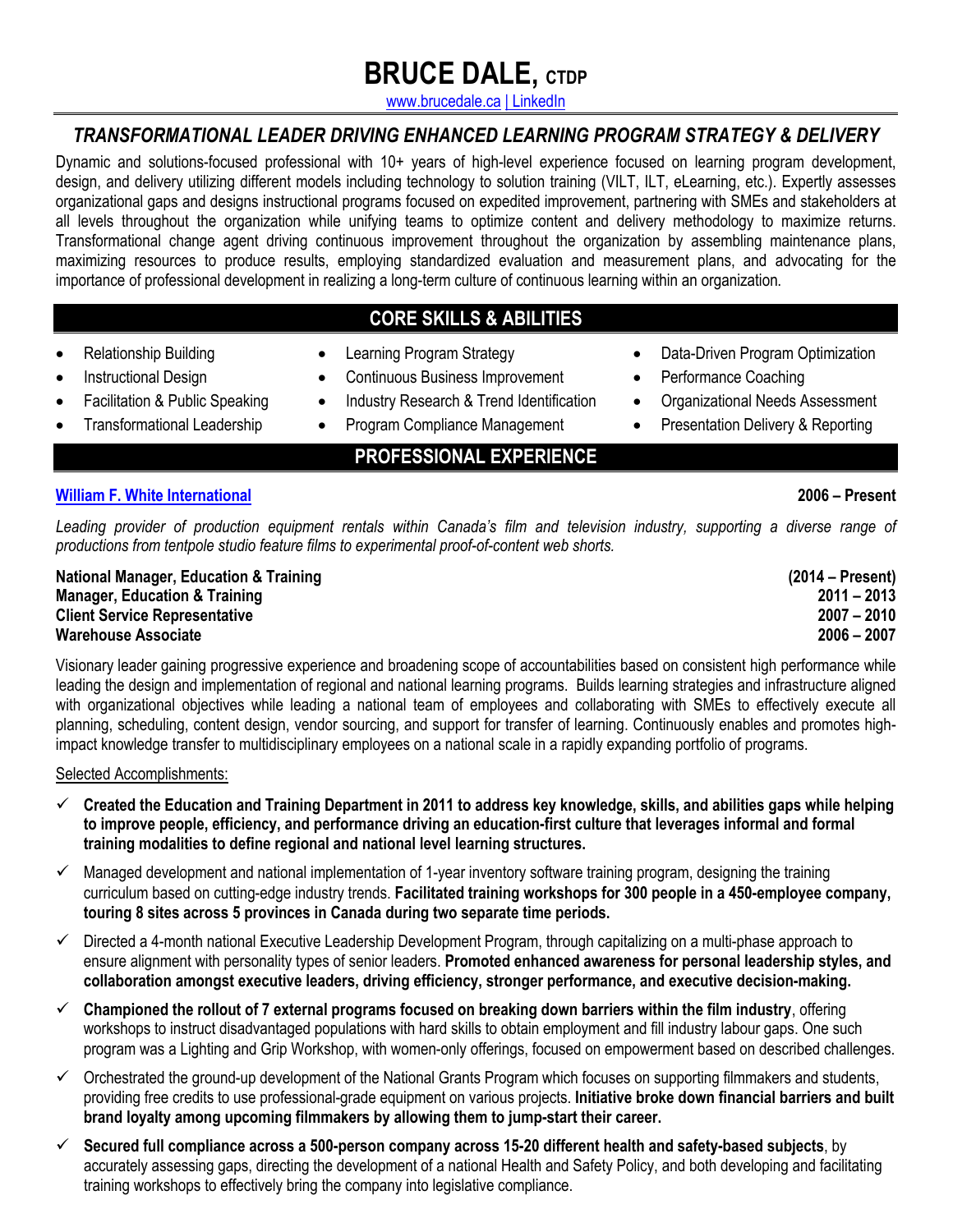# BRUCE DALE, CTDP

www.brucedale.ca | LinkedIn

## *TRANSFORMATIONAL LEADER DRIVING ENHANCED LEARNING PROGRAM STRATEGY & DELIVERY*

Dynamic and solutions-focused professional with 10+ years of high-level experience focused on learning program development, design, and delivery utilizing different models including technology to solution training (VILT, ILT, eLearning, etc.). Expertly assesses organizational gaps and designs instructional programs focused on expedited improvement, partnering with SMEs and stakeholders at all levels throughout the organization while unifying teams to optimize content and delivery methodology to maximize returns. Transformational change agent driving continuous improvement throughout the organization by assembling maintenance plans, maximizing resources to produce results, employing standardized evaluation and measurement plans, and advocating for the importance of professional development in realizing a long-term culture of continuous learning within an organization.

## CORE SKILLS & ABILITIES

- Relationship Building
- Instructional Design
- Facilitation & Public Speaking
- Transformational Leadership
- Learning Program Strategy
- Continuous Business Improvement
- Industry Research & Trend Identification
- Program Compliance Management
- Data-Driven Program Optimization
- Performance Coaching
- Organizational Needs Assessment
- Presentation Delivery & Reporting

## PROFESSIONAL EXPERIENCE

**William F. White International** — **2006 – Present**

*Leading provider of production equipment rentals within Canada's film and television industry, supporting a diverse range of productions from tentpole studio feature films to experimental proof-of-content web shorts.*

**National Manager, Education & Training** — **(2014 – Present)**
**Manager, Education & Training** — **2011 – 2013**
**Client Service Representative** — **2007 – 2010**
**Warehouse Associate** — **2006 – 2007**

Visionary leader gaining progressive experience and broadening scope of accountabilities based on consistent high performance while leading the design and implementation of regional and national learning programs. Builds learning strategies and infrastructure aligned with organizational objectives while leading a national team of employees and collaborating with SMEs to effectively execute all planning, scheduling, content design, vendor sourcing, and support for transfer of learning. Continuously enables and promotes high-impact knowledge transfer to multidisciplinary employees on a national scale in a rapidly expanding portfolio of programs.

Selected Accomplishments:

- ✓ **Created the Education and Training Department in 2011 to address key knowledge, skills, and abilities gaps while helping to improve people, efficiency, and performance driving an education-first culture that leverages informal and formal training modalities to define regional and national level learning structures.**
- ✓ Managed development and national implementation of 1-year inventory software training program, designing the training curriculum based on cutting-edge industry trends. **Facilitated training workshops for 300 people in a 450-employee company, touring 8 sites across 5 provinces in Canada during two separate time periods.**
- ✓ Directed a 4-month national Executive Leadership Development Program, through capitalizing on a multi-phase approach to ensure alignment with personality types of senior leaders. **Promoted enhanced awareness for personal leadership styles, and collaboration amongst executive leaders, driving efficiency, stronger performance, and executive decision-making.**
- ✓ **Championed the rollout of 7 external programs focused on breaking down barriers within the film industry**, offering workshops to instruct disadvantaged populations with hard skills to obtain employment and fill industry labour gaps. One such program was a Lighting and Grip Workshop, with women-only offerings, focused on empowerment based on described challenges.
- ✓ Orchestrated the ground-up development of the National Grants Program which focuses on supporting filmmakers and students, providing free credits to use professional-grade equipment on various projects. **Initiative broke down financial barriers and built brand loyalty among upcoming filmmakers by allowing them to jump-start their career.**
- ✓ **Secured full compliance across a 500-person company across 15-20 different health and safety-based subjects**, by accurately assessing gaps, directing the development of a national Health and Safety Policy, and both developing and facilitating training workshops to effectively bring the company into legislative compliance.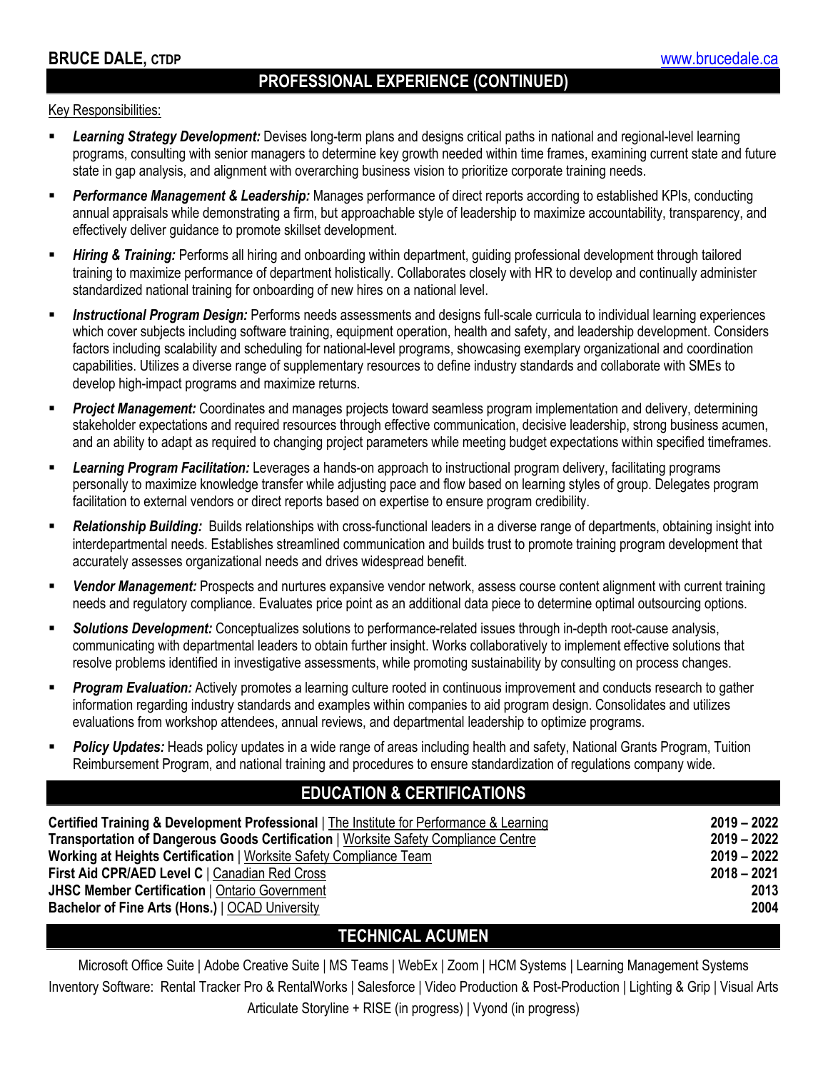## PROFESSIONAL EXPERIENCE (CONTINUED)

Key Responsibilities:

- ***Learning Strategy Development:*** Devises long-term plans and designs critical paths in national and regional-level learning programs, consulting with senior managers to determine key growth needed within time frames, examining current state and future state in gap analysis, and alignment with overarching business vision to prioritize corporate training needs.
- ***Performance Management & Leadership:*** Manages performance of direct reports according to established KPIs, conducting annual appraisals while demonstrating a firm, but approachable style of leadership to maximize accountability, transparency, and effectively deliver guidance to promote skillset development.
- ***Hiring & Training:*** Performs all hiring and onboarding within department, guiding professional development through tailored training to maximize performance of department holistically. Collaborates closely with HR to develop and continually administer standardized national training for onboarding of new hires on a national level.
- ***Instructional Program Design:*** Performs needs assessments and designs full-scale curricula to individual learning experiences which cover subjects including software training, equipment operation, health and safety, and leadership development. Considers factors including scalability and scheduling for national-level programs, showcasing exemplary organizational and coordination capabilities. Utilizes a diverse range of supplementary resources to define industry standards and collaborate with SMEs to develop high-impact programs and maximize returns.
- ***Project Management:*** Coordinates and manages projects toward seamless program implementation and delivery, determining stakeholder expectations and required resources through effective communication, decisive leadership, strong business acumen, and an ability to adapt as required to changing project parameters while meeting budget expectations within specified timeframes.
- ***Learning Program Facilitation:*** Leverages a hands-on approach to instructional program delivery, facilitating programs personally to maximize knowledge transfer while adjusting pace and flow based on learning styles of group. Delegates program facilitation to external vendors or direct reports based on expertise to ensure program credibility.
- ***Relationship Building:*** Builds relationships with cross-functional leaders in a diverse range of departments, obtaining insight into interdepartmental needs. Establishes streamlined communication and builds trust to promote training program development that accurately assesses organizational needs and drives widespread benefit.
- ***Vendor Management:*** Prospects and nurtures expansive vendor network, assess course content alignment with current training needs and regulatory compliance. Evaluates price point as an additional data piece to determine optimal outsourcing options.
- ***Solutions Development:*** Conceptualizes solutions to performance-related issues through in-depth root-cause analysis, communicating with departmental leaders to obtain further insight. Works collaboratively to implement effective solutions that resolve problems identified in investigative assessments, while promoting sustainability by consulting on process changes.
- ***Program Evaluation:*** Actively promotes a learning culture rooted in continuous improvement and conducts research to gather information regarding industry standards and examples within companies to aid program design. Consolidates and utilizes evaluations from workshop attendees, annual reviews, and departmental leadership to optimize programs.
- ***Policy Updates:*** Heads policy updates in a wide range of areas including health and safety, National Grants Program, Tuition Reimbursement Program, and national training and procedures to ensure standardization of regulations company wide.

## EDUCATION & CERTIFICATIONS

**Certified Training & Development Professional** | The Institute for Performance & Learning — **2019 – 2022**
**Transportation of Dangerous Goods Certification** | Worksite Safety Compliance Centre — **2019 – 2022**
**Working at Heights Certification** | Worksite Safety Compliance Team — **2019 – 2022**
**First Aid CPR/AED Level C** | Canadian Red Cross — **2018 – 2021**
**JHSC Member Certification** | Ontario Government — **2013**
**Bachelor of Fine Arts (Hons.)** | OCAD University — **2004**

## TECHNICAL ACUMEN

Microsoft Office Suite | Adobe Creative Suite | MS Teams | WebEx | Zoom | HCM Systems | Learning Management Systems
Inventory Software: Rental Tracker Pro & RentalWorks | Salesforce | Video Production & Post-Production | Lighting & Grip | Visual Arts
Articulate Storyline + RISE (in progress) | Vyond (in progress)